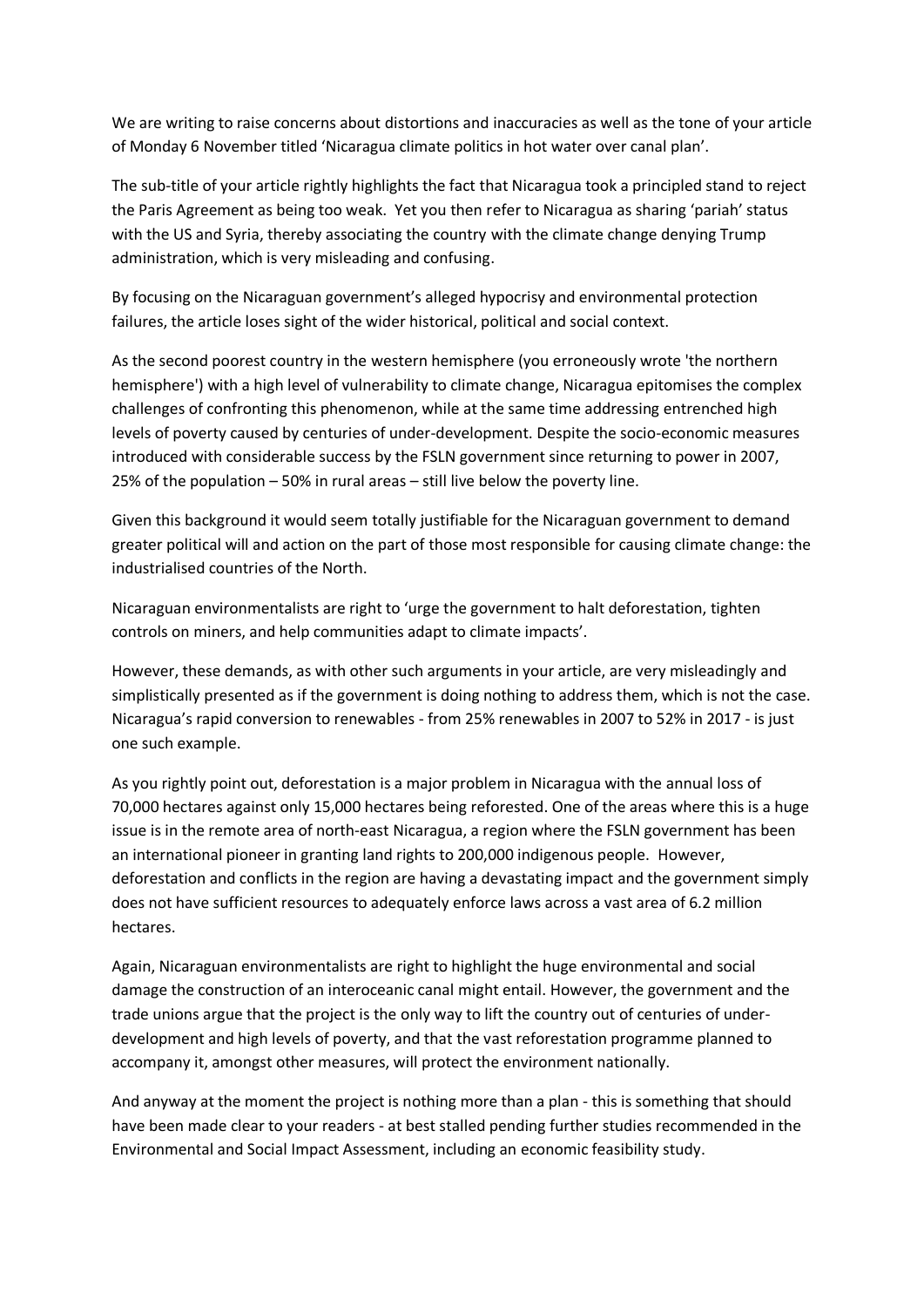We are writing to raise concerns about distortions and inaccuracies as well as the tone of your article of Monday 6 November titled 'Nicaragua climate politics in hot water over canal plan'.

The sub-title of your article rightly highlights the fact that Nicaragua took a principled stand to reject the Paris Agreement as being too weak. Yet you then refer to Nicaragua as sharing 'pariah' status with the US and Syria, thereby associating the country with the climate change denying Trump administration, which is very misleading and confusing.

By focusing on the Nicaraguan government's alleged hypocrisy and environmental protection failures, the article loses sight of the wider historical, political and social context.

As the second poorest country in the western hemisphere (you erroneously wrote 'the northern hemisphere') with a high level of vulnerability to climate change, Nicaragua epitomises the complex challenges of confronting this phenomenon, while at the same time addressing entrenched high levels of poverty caused by centuries of under-development. Despite the socio-economic measures introduced with considerable success by the FSLN government since returning to power in 2007, 25% of the population – 50% in rural areas – still live below the poverty line.

Given this background it would seem totally justifiable for the Nicaraguan government to demand greater political will and action on the part of those most responsible for causing climate change: the industrialised countries of the North.

Nicaraguan environmentalists are right to 'urge the government to halt deforestation, tighten controls on miners, and help communities adapt to climate impacts'.

However, these demands, as with other such arguments in your article, are very misleadingly and simplistically presented as if the government is doing nothing to address them, which is not the case. Nicaragua's rapid conversion to renewables - from 25% renewables in 2007 to 52% in 2017 - is just one such example.

As you rightly point out, deforestation is a major problem in Nicaragua with the annual loss of 70,000 hectares against only 15,000 hectares being reforested. One of the areas where this is a huge issue is in the remote area of north-east Nicaragua, a region where the FSLN government has been an international pioneer in granting land rights to 200,000 indigenous people. However, deforestation and conflicts in the region are having a devastating impact and the government simply does not have sufficient resources to adequately enforce laws across a vast area of 6.2 million hectares.

Again, Nicaraguan environmentalists are right to highlight the huge environmental and social damage the construction of an interoceanic canal might entail. However, the government and the trade unions argue that the project is the only way to lift the country out of centuries of under-development and high levels of poverty, and that the vast reforestation programme planned to accompany it, amongst other measures, will protect the environment nationally.

And anyway at the moment the project is nothing more than a plan - this is something that should have been made clear to your readers - at best stalled pending further studies recommended in the Environmental and Social Impact Assessment, including an economic feasibility study.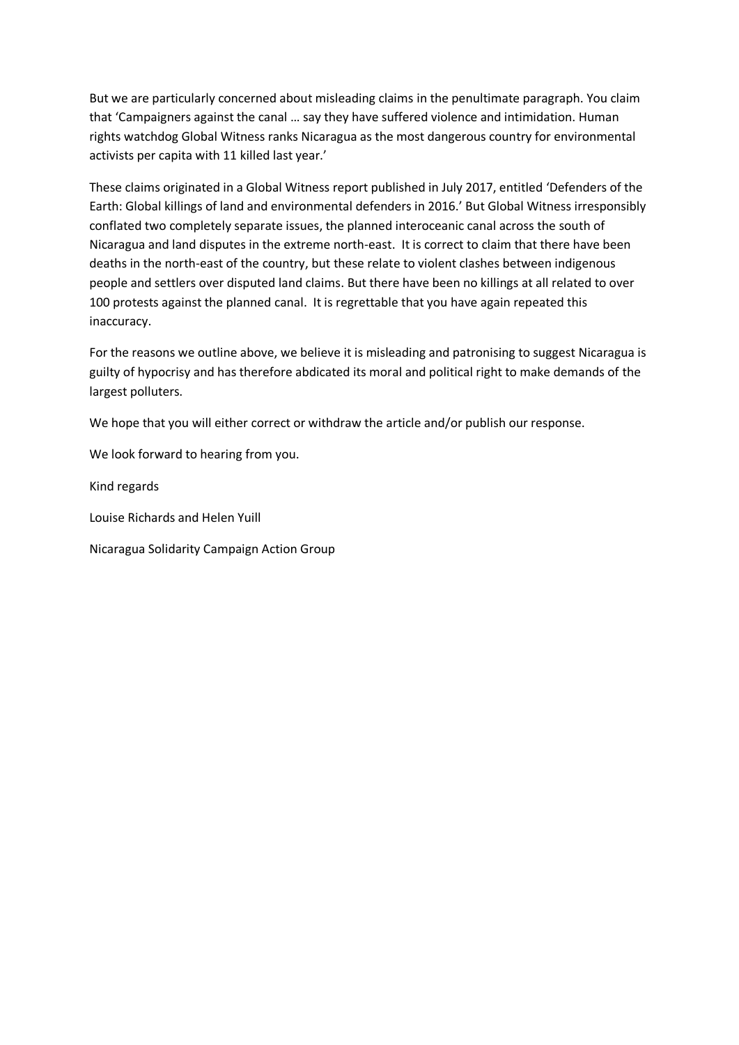But we are particularly concerned about misleading claims in the penultimate paragraph. You claim that 'Campaigners against the canal … say they have suffered violence and intimidation. Human rights watchdog Global Witness ranks Nicaragua as the most dangerous country for environmental activists per capita with 11 killed last year.'

These claims originated in a Global Witness report published in July 2017, entitled 'Defenders of the Earth: Global killings of land and environmental defenders in 2016.' But Global Witness irresponsibly conflated two completely separate issues, the planned interoceanic canal across the south of Nicaragua and land disputes in the extreme north-east. It is correct to claim that there have been deaths in the north-east of the country, but these relate to violent clashes between indigenous people and settlers over disputed land claims. But there have been no killings at all related to over 100 protests against the planned canal. It is regrettable that you have again repeated this inaccuracy.

For the reasons we outline above, we believe it is misleading and patronising to suggest Nicaragua is guilty of hypocrisy and has therefore abdicated its moral and political right to make demands of the largest polluters.

We hope that you will either correct or withdraw the article and/or publish our response.

We look forward to hearing from you.

Kind regards

Louise Richards and Helen Yuill

Nicaragua Solidarity Campaign Action Group